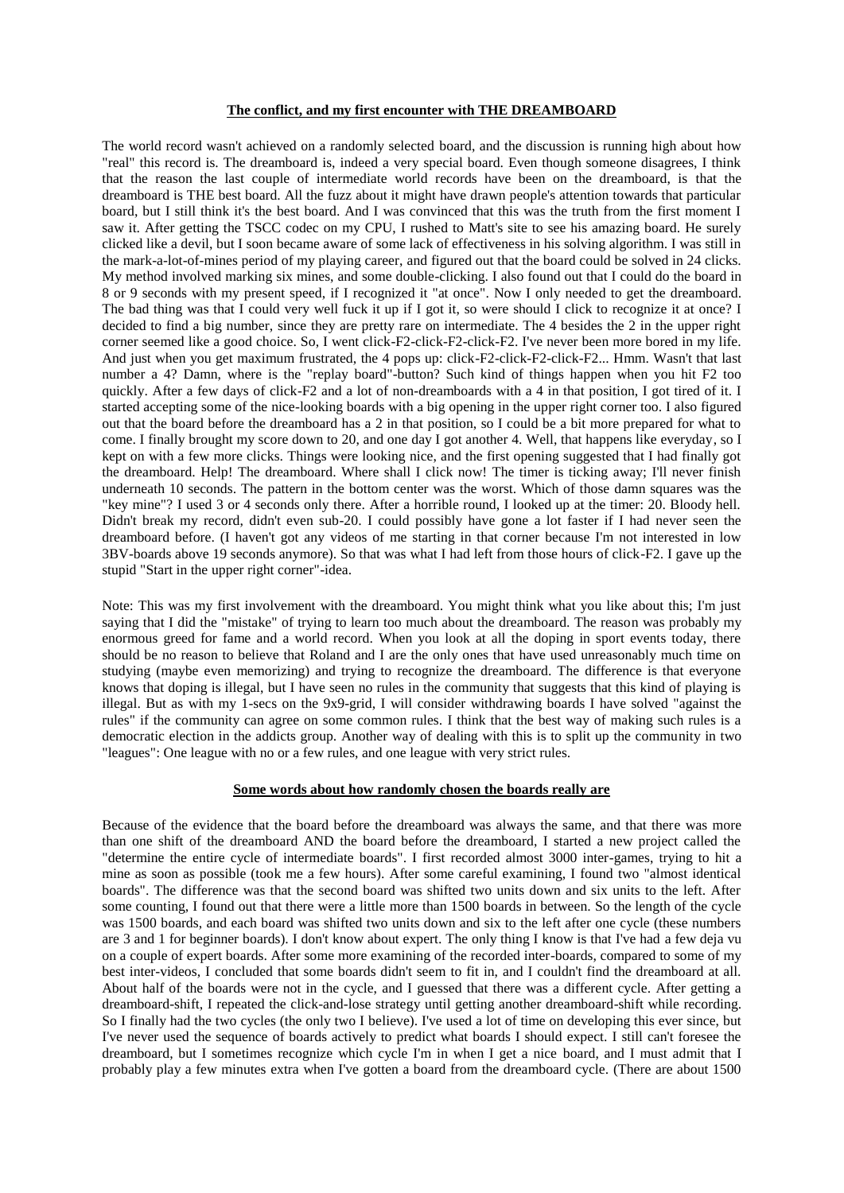## **The conflict, and my first encounter with THE DREAMBOARD**

The world record wasn't achieved on a randomly selected board, and the discussion is running high about how "real" this record is. The dreamboard is, indeed a very special board. Even though someone disagrees, I think that the reason the last couple of intermediate world records have been on the dreamboard, is that the dreamboard is THE best board. All the fuzz about it might have drawn people's attention towards that particular board, but I still think it's the best board. And I was convinced that this was the truth from the first moment I saw it. After getting the TSCC codec on my CPU, I rushed to Matt's site to see his amazing board. He surely clicked like a devil, but I soon became aware of some lack of effectiveness in his solving algorithm. I was still in the mark-a-lot-of-mines period of my playing career, and figured out that the board could be solved in 24 clicks. My method involved marking six mines, and some double-clicking. I also found out that I could do the board in 8 or 9 seconds with my present speed, if I recognized it "at once". Now I only needed to get the dreamboard. The bad thing was that I could very well fuck it up if I got it, so were should I click to recognize it at once? I decided to find a big number, since they are pretty rare on intermediate. The 4 besides the 2 in the upper right corner seemed like a good choice. So, I went click-F2-click-F2-click-F2. I've never been more bored in my life. And just when you get maximum frustrated, the 4 pops up: click-F2-click-F2-click-F2... Hmm. Wasn't that last number a 4? Damn, where is the "replay board"-button? Such kind of things happen when you hit F2 too quickly. After a few days of click-F2 and a lot of non-dreamboards with a 4 in that position, I got tired of it. I started accepting some of the nice-looking boards with a big opening in the upper right corner too. I also figured out that the board before the dreamboard has a 2 in that position, so I could be a bit more prepared for what to come. I finally brought my score down to 20, and one day I got another 4. Well, that happens like everyday, so I kept on with a few more clicks. Things were looking nice, and the first opening suggested that I had finally got the dreamboard. Help! The dreamboard. Where shall I click now! The timer is ticking away; I'll never finish underneath 10 seconds. The pattern in the bottom center was the worst. Which of those damn squares was the "key mine"? I used 3 or 4 seconds only there. After a horrible round, I looked up at the timer: 20. Bloody hell. Didn't break my record, didn't even sub-20. I could possibly have gone a lot faster if I had never seen the dreamboard before. (I haven't got any videos of me starting in that corner because I'm not interested in low 3BV-boards above 19 seconds anymore). So that was what I had left from those hours of click-F2. I gave up the stupid "Start in the upper right corner"-idea.

Note: This was my first involvement with the dreamboard. You might think what you like about this; I'm just saying that I did the "mistake" of trying to learn too much about the dreamboard. The reason was probably my enormous greed for fame and a world record. When you look at all the doping in sport events today, there should be no reason to believe that Roland and I are the only ones that have used unreasonably much time on studying (maybe even memorizing) and trying to recognize the dreamboard. The difference is that everyone knows that doping is illegal, but I have seen no rules in the community that suggests that this kind of playing is illegal. But as with my 1-secs on the 9x9-grid, I will consider withdrawing boards I have solved "against the rules" if the community can agree on some common rules. I think that the best way of making such rules is a democratic election in the addicts group. Another way of dealing with this is to split up the community in two "leagues": One league with no or a few rules, and one league with very strict rules.

## **Some words about how randomly chosen the boards really are**

Because of the evidence that the board before the dreamboard was always the same, and that there was more than one shift of the dreamboard AND the board before the dreamboard, I started a new project called the "determine the entire cycle of intermediate boards". I first recorded almost 3000 inter-games, trying to hit a mine as soon as possible (took me a few hours). After some careful examining, I found two "almost identical boards". The difference was that the second board was shifted two units down and six units to the left. After some counting, I found out that there were a little more than 1500 boards in between. So the length of the cycle was 1500 boards, and each board was shifted two units down and six to the left after one cycle (these numbers are 3 and 1 for beginner boards). I don't know about expert. The only thing I know is that I've had a few deja vu on a couple of expert boards. After some more examining of the recorded inter-boards, compared to some of my best inter-videos, I concluded that some boards didn't seem to fit in, and I couldn't find the dreamboard at all. About half of the boards were not in the cycle, and I guessed that there was a different cycle. After getting a dreamboard-shift, I repeated the click-and-lose strategy until getting another dreamboard-shift while recording. So I finally had the two cycles (the only two I believe). I've used a lot of time on developing this ever since, but I've never used the sequence of boards actively to predict what boards I should expect. I still can't foresee the dreamboard, but I sometimes recognize which cycle I'm in when I get a nice board, and I must admit that I probably play a few minutes extra when I've gotten a board from the dreamboard cycle. (There are about 1500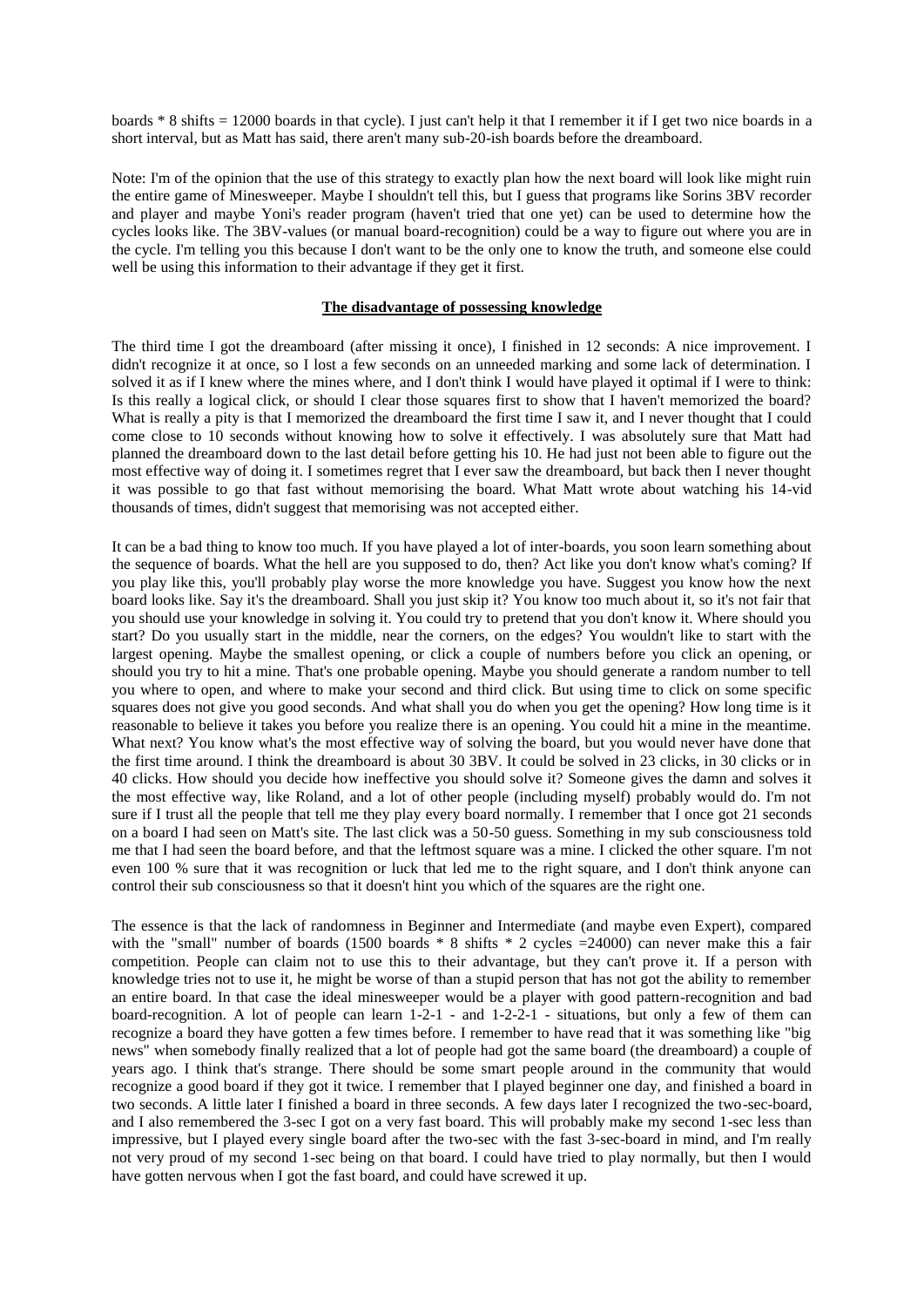boards * 8 shifts = 12000 boards in that cycle). I just can't help it that I remember it if I get two nice boards in a short interval, but as Matt has said, there aren't many sub-20-ish boards before the dreamboard.

Note: I'm of the opinion that the use of this strategy to exactly plan how the next board will look like might ruin the entire game of Minesweeper. Maybe I shouldn't tell this, but I guess that programs like Sorins 3BV recorder and player and maybe Yoni's reader program (haven't tried that one yet) can be used to determine how the cycles looks like. The 3BV-values (or manual board-recognition) could be a way to figure out where you are in the cycle. I'm telling you this because I don't want to be the only one to know the truth, and someone else could well be using this information to their advantage if they get it first.

## The disadvantage of possessing knowledge

The third time I got the dreamboard (after missing it once), I finished in 12 seconds: A nice improvement. I didn't recognize it at once, so I lost a few seconds on an unneeded marking and some lack of determination. I solved it as if I knew where the mines where, and I don't think I would have played it optimal if I were to think: Is this really a logical click, or should I clear those squares first to show that I haven't memorized the board? What is really a pity is that I memorized the dreamboard the first time I saw it, and I never thought that I could come close to 10 seconds without knowing how to solve it effectively. I was absolutely sure that Matt had planned the dreamboard down to the last detail before getting his 10. He had just not been able to figure out the most effective way of doing it. I sometimes regret that I ever saw the dreamboard, but back then I never thought it was possible to go that fast without memorising the board. What Matt wrote about watching his 14-vid thousands of times, didn't suggest that memorising was not accepted either.

It can be a bad thing to know too much. If you have played a lot of inter-boards, you soon learn something about the sequence of boards. What the hell are you supposed to do, then? Act like you don't know what's coming? If you play like this, you'll probably play worse the more knowledge you have. Suggest you know how the next board looks like. Say it's the dreamboard. Shall you just skip it? You know too much about it, so it's not fair that you should use your knowledge in solving it. You could try to pretend that you don't know it. Where should you start? Do you usually start in the middle, near the corners, on the edges? You wouldn't like to start with the largest opening. Maybe the smallest opening, or click a couple of numbers before you click an opening, or should you try to hit a mine. That's one probable opening. Maybe you should generate a random number to tell you where to open, and where to make your second and third click. But using time to click on some specific squares does not give you good seconds. And what shall you do when you get the opening? How long time is it reasonable to believe it takes you before you realize there is an opening. You could hit a mine in the meantime. What next? You know what's the most effective way of solving the board, but you would never have done that the first time around. I think the dreamboard is about 30 3BV. It could be solved in 23 clicks, in 30 clicks or in 40 clicks. How should you decide how ineffective you should solve it? Someone gives the damn and solves it the most effective way, like Roland, and a lot of other people (including myself) probably would do. I'm not sure if I trust all the people that tell me they play every board normally. I remember that I once got 21 seconds on a board I had seen on Matt's site. The last click was a 50-50 guess. Something in my sub consciousness told me that I had seen the board before, and that the leftmost square was a mine. I clicked the other square. I'm not even 100 % sure that it was recognition or luck that led me to the right square, and I don't think anyone can control their sub consciousness so that it doesn't hint you which of the squares are the right one.

The essence is that the lack of randomness in Beginner and Intermediate (and maybe even Expert), compared with the "small" number of boards (1500 boards * 8 shifts * 2 cycles =24000) can never make this a fair competition. People can claim not to use this to their advantage, but they can't prove it. If a person with knowledge tries not to use it, he might be worse of than a stupid person that has not got the ability to remember an entire board. In that case the ideal minesweeper would be a player with good pattern-recognition and bad board-recognition. A lot of people can learn 1-2-1 - and 1-2-2-1 - situations, but only a few of them can recognize a board they have gotten a few times before. I remember to have read that it was something like "big news" when somebody finally realized that a lot of people had got the same board (the dreamboard) a couple of years ago. I think that's strange. There should be some smart people around in the community that would recognize a good board if they got it twice. I remember that I played beginner one day, and finished a board in two seconds. A little later I finished a board in three seconds. A few days later I recognized the two-sec-board, and I also remembered the 3-sec I got on a very fast board. This will probably make my second 1-sec less than impressive, but I played every single board after the two-sec with the fast 3-sec-board in mind, and I'm really not very proud of my second 1-sec being on that board. I could have tried to play normally, but then I would have gotten nervous when I got the fast board, and could have screwed it up.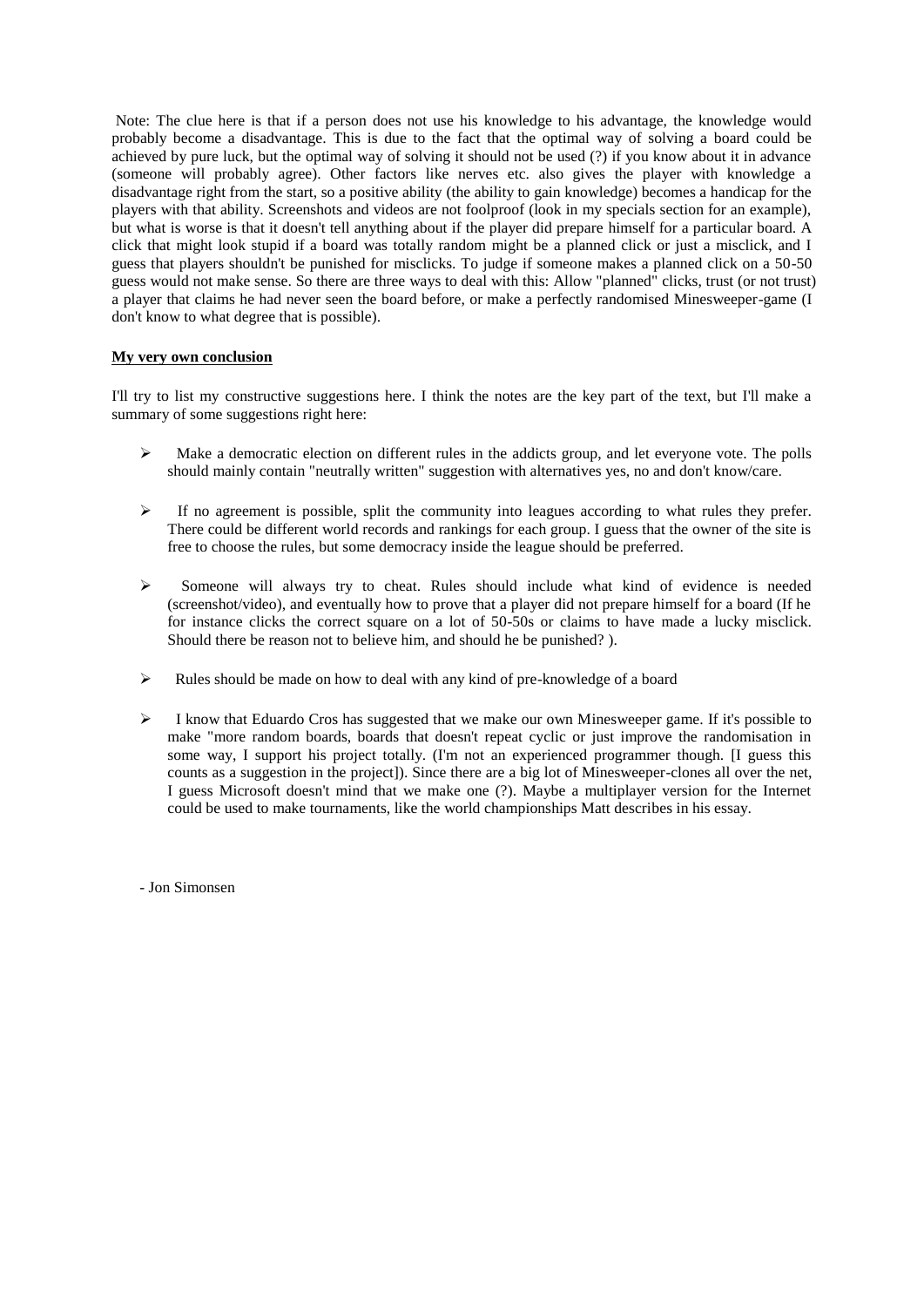Note: The clue here is that if a person does not use his knowledge to his advantage, the knowledge would probably become a disadvantage. This is due to the fact that the optimal way of solving a board could be achieved by pure luck, but the optimal way of solving it should not be used (?) if you know about it in advance (someone will probably agree). Other factors like nerves etc. also gives the player with knowledge a disadvantage right from the start, so a positive ability (the ability to gain knowledge) becomes a handicap for the players with that ability. Screenshots and videos are not foolproof (look in my specials section for an example), but what is worse is that it doesn't tell anything about if the player did prepare himself for a particular board. A click that might look stupid if a board was totally random might be a planned click or just a misclick, and I guess that players shouldn't be punished for misclicks. To judge if someone makes a planned click on a 50-50 guess would not make sense. So there are three ways to deal with this: Allow "planned" clicks, trust (or not trust) a player that claims he had never seen the board before, or make a perfectly randomised Minesweeper-game (I don't know to what degree that is possible).

**My very own conclusion**

I'll try to list my constructive suggestions here. I think the notes are the key part of the text, but I'll make a summary of some suggestions right here:

- Make a democratic election on different rules in the addicts group, and let everyone vote. The polls should mainly contain "neutrally written" suggestion with alternatives yes, no and don't know/care.
- If no agreement is possible, split the community into leagues according to what rules they prefer. There could be different world records and rankings for each group. I guess that the owner of the site is free to choose the rules, but some democracy inside the league should be preferred.
- Someone will always try to cheat. Rules should include what kind of evidence is needed (screenshot/video), and eventually how to prove that a player did not prepare himself for a board (If he for instance clicks the correct square on a lot of 50-50s or claims to have made a lucky misclick. Should there be reason not to believe him, and should he be punished? ).
- Rules should be made on how to deal with any kind of pre-knowledge of a board
- I know that Eduardo Cros has suggested that we make our own Minesweeper game. If it's possible to make "more random boards, boards that doesn't repeat cyclic or just improve the randomisation in some way, I support his project totally. (I'm not an experienced programmer though. [I guess this counts as a suggestion in the project]). Since there are a big lot of Minesweeper-clones all over the net, I guess Microsoft doesn't mind that we make one (?). Maybe a multiplayer version for the Internet could be used to make tournaments, like the world championships Matt describes in his essay.

- Jon Simonsen